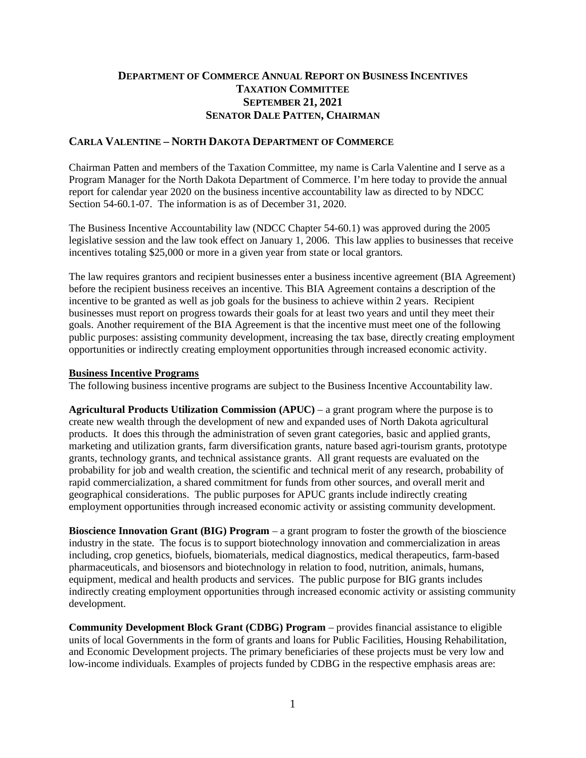# **Department of Commerce Annual Report on Business Incentives**
## **Taxation Committee**
## **September 21, 2021**
## **Senator Dale Patten, Chairman**

### **Carla Valentine – North Dakota Department of Commerce**

Chairman Patten and members of the Taxation Committee, my name is Carla Valentine and I serve as a Program Manager for the North Dakota Department of Commerce. I'm here today to provide the annual report for calendar year 2020 on the business incentive accountability law as directed to by NDCC Section 54-60.1-07. The information is as of December 31, 2020.

The Business Incentive Accountability law (NDCC Chapter 54-60.1) was approved during the 2005 legislative session and the law took effect on January 1, 2006. This law applies to businesses that receive incentives totaling $25,000 or more in a given year from state or local grantors.

The law requires grantors and recipient businesses enter a business incentive agreement (BIA Agreement) before the recipient business receives an incentive. This BIA Agreement contains a description of the incentive to be granted as well as job goals for the business to achieve within 2 years. Recipient businesses must report on progress towards their goals for at least two years and until they meet their goals. Another requirement of the BIA Agreement is that the incentive must meet one of the following public purposes: assisting community development, increasing the tax base, directly creating employment opportunities or indirectly creating employment opportunities through increased economic activity.

**Business Incentive Programs**

The following business incentive programs are subject to the Business Incentive Accountability law.

**Agricultural Products Utilization Commission (APUC)** – a grant program where the purpose is to create new wealth through the development of new and expanded uses of North Dakota agricultural products. It does this through the administration of seven grant categories, basic and applied grants, marketing and utilization grants, farm diversification grants, nature based agri-tourism grants, prototype grants, technology grants, and technical assistance grants. All grant requests are evaluated on the probability for job and wealth creation, the scientific and technical merit of any research, probability of rapid commercialization, a shared commitment for funds from other sources, and overall merit and geographical considerations. The public purposes for APUC grants include indirectly creating employment opportunities through increased economic activity or assisting community development.

**Bioscience Innovation Grant (BIG) Program** – a grant program to foster the growth of the bioscience industry in the state. The focus is to support biotechnology innovation and commercialization in areas including, crop genetics, biofuels, biomaterials, medical diagnostics, medical therapeutics, farm-based pharmaceuticals, and biosensors and biotechnology in relation to food, nutrition, animals, humans, equipment, medical and health products and services. The public purpose for BIG grants includes indirectly creating employment opportunities through increased economic activity or assisting community development.

**Community Development Block Grant (CDBG) Program** – provides financial assistance to eligible units of local Governments in the form of grants and loans for Public Facilities, Housing Rehabilitation, and Economic Development projects. The primary beneficiaries of these projects must be very low and low-income individuals. Examples of projects funded by CDBG in the respective emphasis areas are: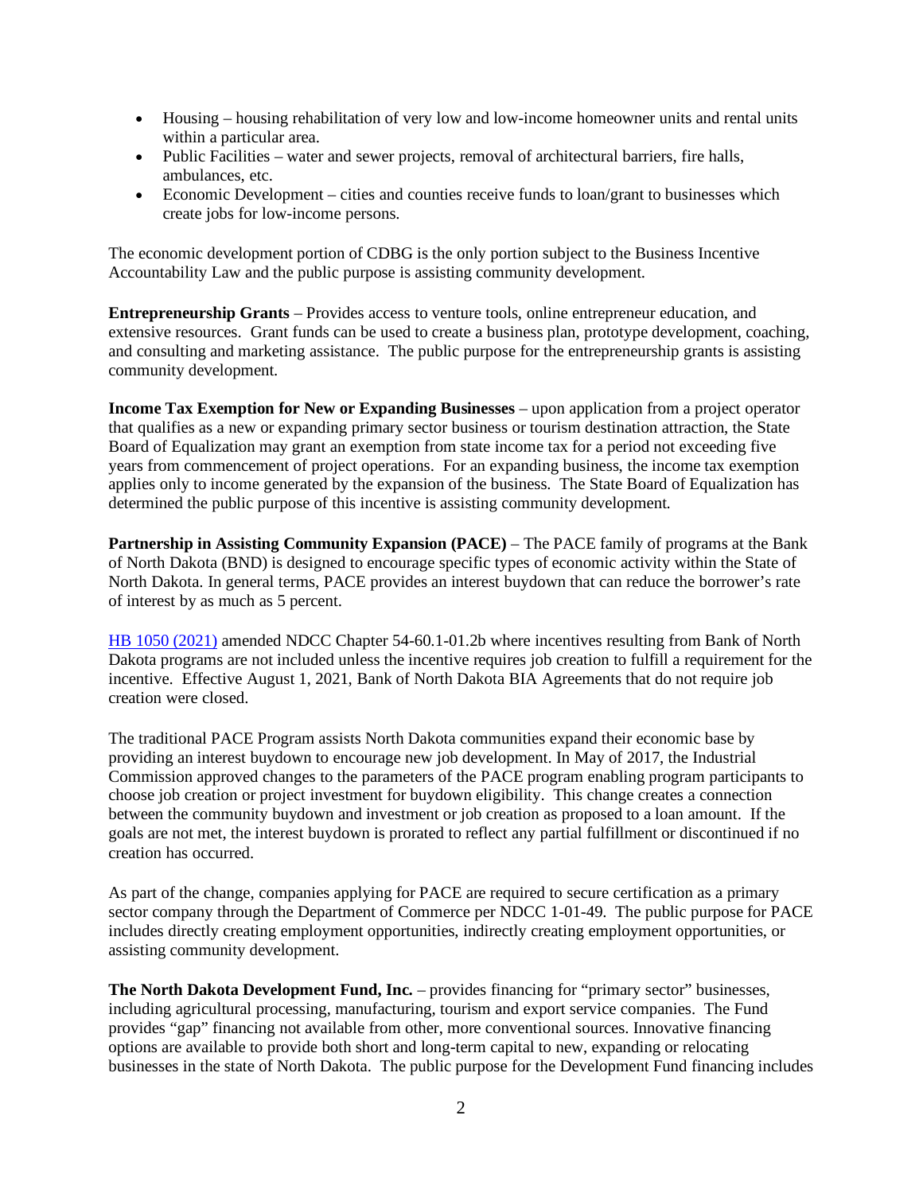- Housing – housing rehabilitation of very low and low-income homeowner units and rental units within a particular area.
- Public Facilities – water and sewer projects, removal of architectural barriers, fire halls, ambulances, etc.
- Economic Development – cities and counties receive funds to loan/grant to businesses which create jobs for low-income persons.

The economic development portion of CDBG is the only portion subject to the Business Incentive Accountability Law and the public purpose is assisting community development.

**Entrepreneurship Grants** – Provides access to venture tools, online entrepreneur education, and extensive resources. Grant funds can be used to create a business plan, prototype development, coaching, and consulting and marketing assistance. The public purpose for the entrepreneurship grants is assisting community development.

**Income Tax Exemption for New or Expanding Businesses** – upon application from a project operator that qualifies as a new or expanding primary sector business or tourism destination attraction, the State Board of Equalization may grant an exemption from state income tax for a period not exceeding five years from commencement of project operations. For an expanding business, the income tax exemption applies only to income generated by the expansion of the business. The State Board of Equalization has determined the public purpose of this incentive is assisting community development.

**Partnership in Assisting Community Expansion (PACE)** – The PACE family of programs at the Bank of North Dakota (BND) is designed to encourage specific types of economic activity within the State of North Dakota. In general terms, PACE provides an interest buydown that can reduce the borrower's rate of interest by as much as 5 percent.

HB 1050 (2021) amended NDCC Chapter 54-60.1-01.2b where incentives resulting from Bank of North Dakota programs are not included unless the incentive requires job creation to fulfill a requirement for the incentive. Effective August 1, 2021, Bank of North Dakota BIA Agreements that do not require job creation were closed.

The traditional PACE Program assists North Dakota communities expand their economic base by providing an interest buydown to encourage new job development. In May of 2017, the Industrial Commission approved changes to the parameters of the PACE program enabling program participants to choose job creation or project investment for buydown eligibility. This change creates a connection between the community buydown and investment or job creation as proposed to a loan amount. If the goals are not met, the interest buydown is prorated to reflect any partial fulfillment or discontinued if no creation has occurred.

As part of the change, companies applying for PACE are required to secure certification as a primary sector company through the Department of Commerce per NDCC 1-01-49. The public purpose for PACE includes directly creating employment opportunities, indirectly creating employment opportunities, or assisting community development.

**The North Dakota Development Fund, Inc.** – provides financing for "primary sector" businesses, including agricultural processing, manufacturing, tourism and export service companies. The Fund provides "gap" financing not available from other, more conventional sources. Innovative financing options are available to provide both short and long-term capital to new, expanding or relocating businesses in the state of North Dakota. The public purpose for the Development Fund financing includes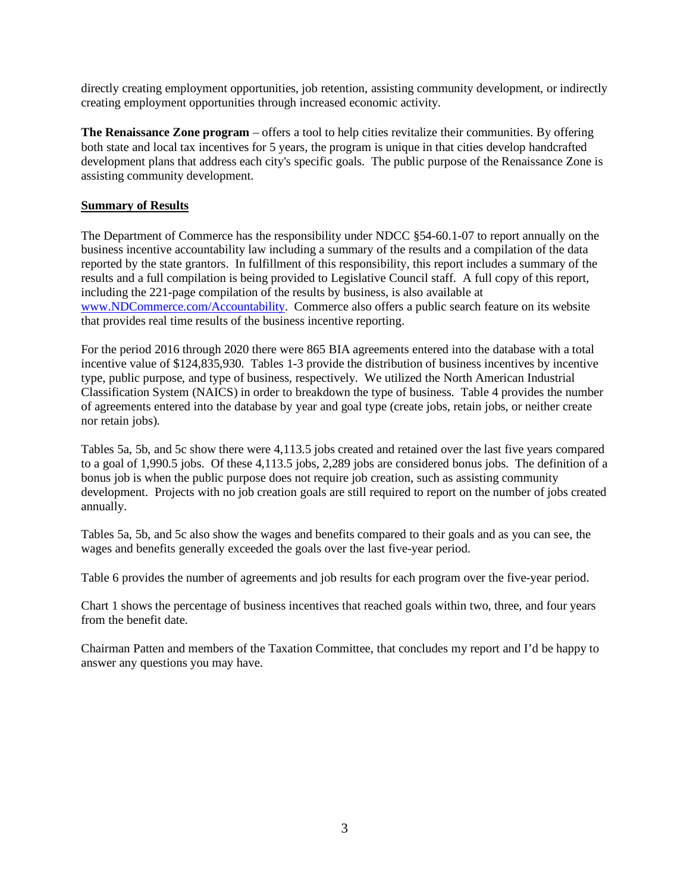directly creating employment opportunities, job retention, assisting community development, or indirectly creating employment opportunities through increased economic activity.

**The Renaissance Zone program** – offers a tool to help cities revitalize their communities. By offering both state and local tax incentives for 5 years, the program is unique in that cities develop handcrafted development plans that address each city's specific goals. The public purpose of the Renaissance Zone is assisting community development.

## Summary of Results

The Department of Commerce has the responsibility under NDCC §54-60.1-07 to report annually on the business incentive accountability law including a summary of the results and a compilation of the data reported by the state grantors. In fulfillment of this responsibility, this report includes a summary of the results and a full compilation is being provided to Legislative Council staff. A full copy of this report, including the 221-page compilation of the results by business, is also available at [www.NDCommerce.com/Accountability](www.NDCommerce.com/Accountability). Commerce also offers a public search feature on its website that provides real time results of the business incentive reporting.

For the period 2016 through 2020 there were 865 BIA agreements entered into the database with a total incentive value of $124,835,930. Tables 1-3 provide the distribution of business incentives by incentive type, public purpose, and type of business, respectively. We utilized the North American Industrial Classification System (NAICS) in order to breakdown the type of business. Table 4 provides the number of agreements entered into the database by year and goal type (create jobs, retain jobs, or neither create nor retain jobs).

Tables 5a, 5b, and 5c show there were 4,113.5 jobs created and retained over the last five years compared to a goal of 1,990.5 jobs. Of these 4,113.5 jobs, 2,289 jobs are considered bonus jobs. The definition of a bonus job is when the public purpose does not require job creation, such as assisting community development. Projects with no job creation goals are still required to report on the number of jobs created annually.

Tables 5a, 5b, and 5c also show the wages and benefits compared to their goals and as you can see, the wages and benefits generally exceeded the goals over the last five-year period.

Table 6 provides the number of agreements and job results for each program over the five-year period.

Chart 1 shows the percentage of business incentives that reached goals within two, three, and four years from the benefit date.

Chairman Patten and members of the Taxation Committee, that concludes my report and I'd be happy to answer any questions you may have.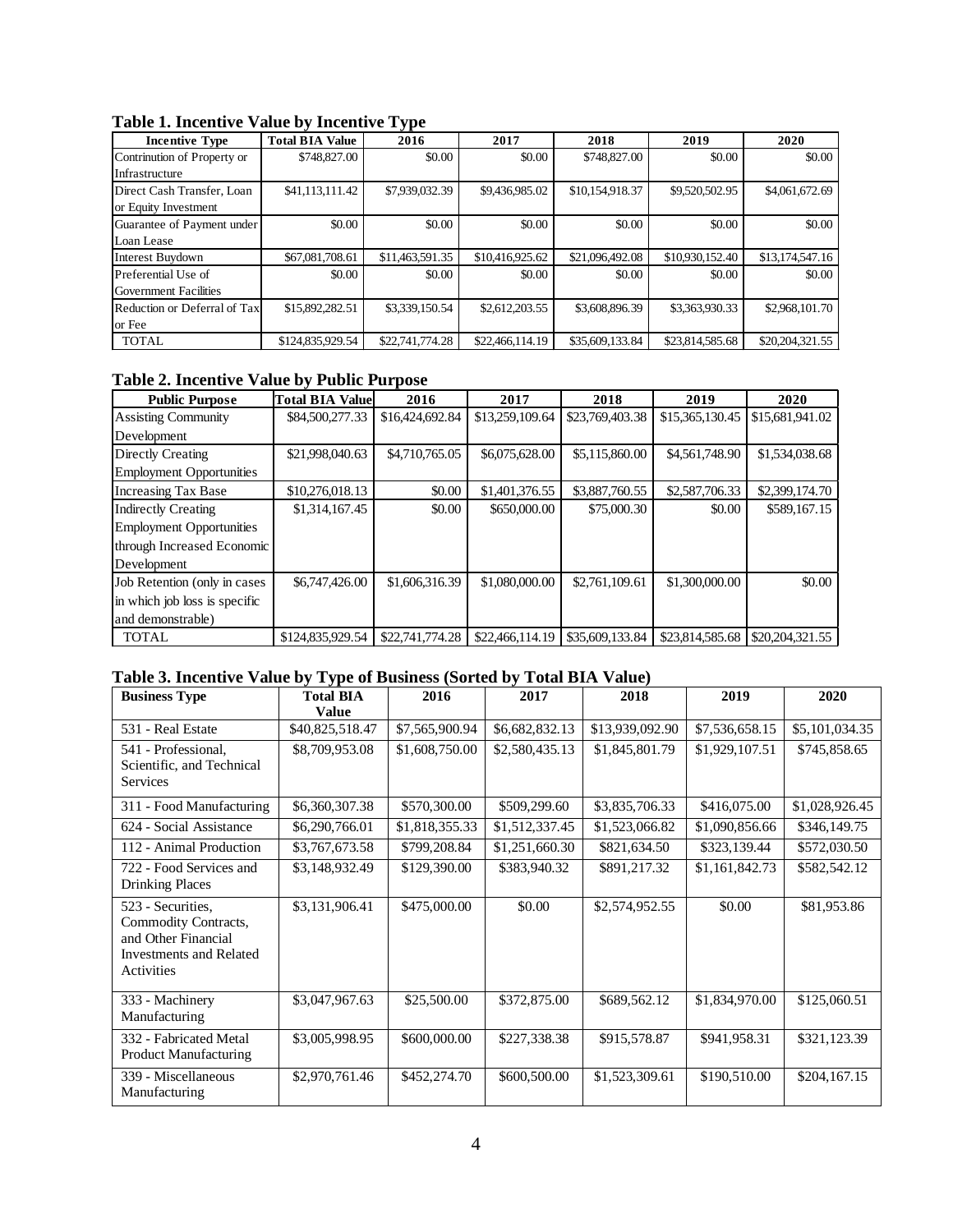**Table 1. Incentive Value by Incentive Type**

| Incentive Type | Total BIA Value | 2016 | 2017 | 2018 | 2019 | 2020 |
|---|---|---|---|---|---|---|
| Contrinution of Property or Infrastructure | $748,827.00 | $0.00 | $0.00 | $748,827.00 | $0.00 | $0.00 |
| Direct Cash Transfer, Loan or Equity Investment | $41,113,111.42 | $7,939,032.39 | $9,436,985.02 | $10,154,918.37 | $9,520,502.95 | $4,061,672.69 |
| Guarantee of Payment under Loan Lease | $0.00 | $0.00 | $0.00 | $0.00 | $0.00 | $0.00 |
| Interest Buydown | $67,081,708.61 | $11,463,591.35 | $10,416,925.62 | $21,096,492.08 | $10,930,152.40 | $13,174,547.16 |
| Preferential Use of Government Facilities | $0.00 | $0.00 | $0.00 | $0.00 | $0.00 | $0.00 |
| Reduction or Deferral of Tax or Fee | $15,892,282.51 | $3,339,150.54 | $2,612,203.55 | $3,608,896.39 | $3,363,930.33 | $2,968,101.70 |
| TOTAL | $124,835,929.54 | $22,741,774.28 | $22,466,114.19 | $35,609,133.84 | $23,814,585.68 | $20,204,321.55 |

**Table 2. Incentive Value by Public Purpose**

| Public Purpose | Total BIA Value | 2016 | 2017 | 2018 | 2019 | 2020 |
|---|---|---|---|---|---|---|
| Assisting Community Development | $84,500,277.33 | $16,424,692.84 | $13,259,109.64 | $23,769,403.38 | $15,365,130.45 | $15,681,941.02 |
| Directly Creating Employment Opportunities | $21,998,040.63 | $4,710,765.05 | $6,075,628.00 | $5,115,860.00 | $4,561,748.90 | $1,534,038.68 |
| Increasing Tax Base | $10,276,018.13 | $0.00 | $1,401,376.55 | $3,887,760.55 | $2,587,706.33 | $2,399,174.70 |
| Indirectly Creating Employment Opportunities through Increased Economic Development | $1,314,167.45 | $0.00 | $650,000.00 | $75,000.30 | $0.00 | $589,167.15 |
| Job Retention (only in cases in which job loss is specific and demonstrable) | $6,747,426.00 | $1,606,316.39 | $1,080,000.00 | $2,761,109.61 | $1,300,000.00 | $0.00 |
| TOTAL | $124,835,929.54 | $22,741,774.28 | $22,466,114.19 | $35,609,133.84 | $23,814,585.68 | $20,204,321.55 |

**Table 3. Incentive Value by Type of Business (Sorted by Total BIA Value)**

| Business Type | Total BIA Value | 2016 | 2017 | 2018 | 2019 | 2020 |
|---|---|---|---|---|---|---|
| 531 - Real Estate | $40,825,518.47 | $7,565,900.94 | $6,682,832.13 | $13,939,092.90 | $7,536,658.15 | $5,101,034.35 |
| 541 - Professional, Scientific, and Technical Services | $8,709,953.08 | $1,608,750.00 | $2,580,435.13 | $1,845,801.79 | $1,929,107.51 | $745,858.65 |
| 311 - Food Manufacturing | $6,360,307.38 | $570,300.00 | $509,299.60 | $3,835,706.33 | $416,075.00 | $1,028,926.45 |
| 624 - Social Assistance | $6,290,766.01 | $1,818,355.33 | $1,512,337.45 | $1,523,066.82 | $1,090,856.66 | $346,149.75 |
| 112 - Animal Production | $3,767,673.58 | $799,208.84 | $1,251,660.30 | $821,634.50 | $323,139.44 | $572,030.50 |
| 722 - Food Services and Drinking Places | $3,148,932.49 | $129,390.00 | $383,940.32 | $891,217.32 | $1,161,842.73 | $582,542.12 |
| 523 - Securities, Commodity Contracts, and Other Financial Investments and Related Activities | $3,131,906.41 | $475,000.00 | $0.00 | $2,574,952.55 | $0.00 | $81,953.86 |
| 333 - Machinery Manufacturing | $3,047,967.63 | $25,500.00 | $372,875.00 | $689,562.12 | $1,834,970.00 | $125,060.51 |
| 332 - Fabricated Metal Product Manufacturing | $3,005,998.95 | $600,000.00 | $227,338.38 | $915,578.87 | $941,958.31 | $321,123.39 |
| 339 - Miscellaneous Manufacturing | $2,970,761.46 | $452,274.70 | $600,500.00 | $1,523,309.61 | $190,510.00 | $204,167.15 |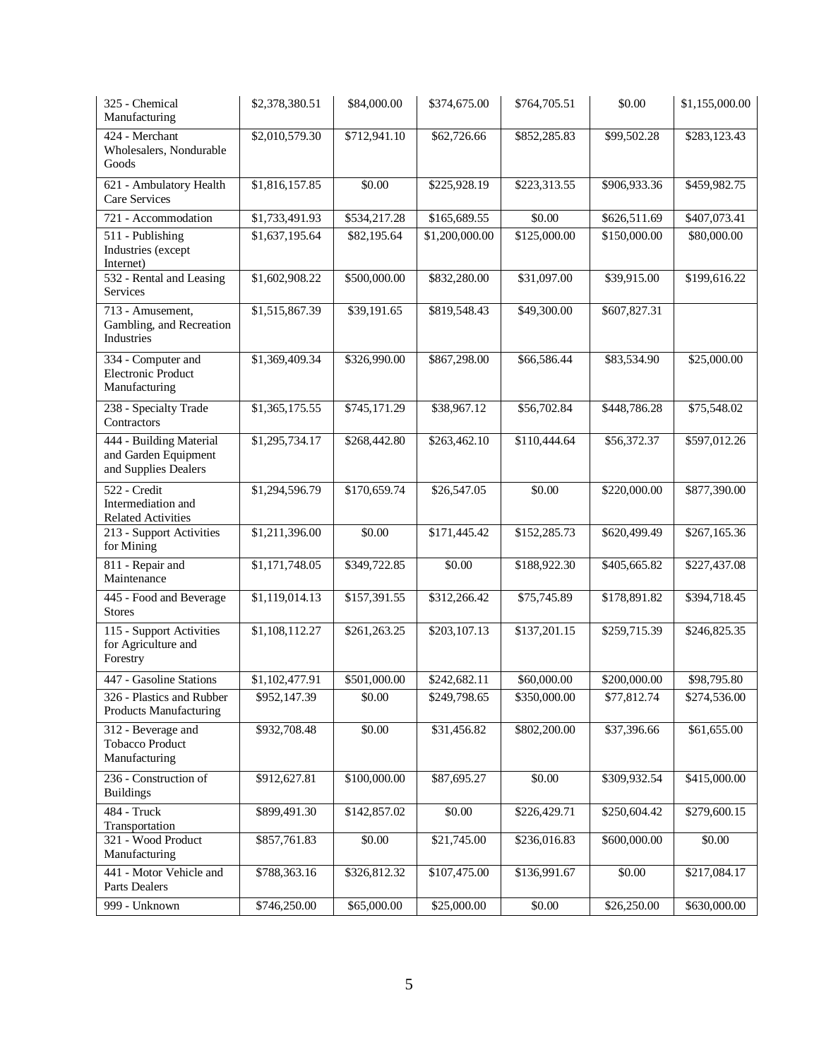| | | | | | | |
|---|---|---|---|---|---|---|
| 325 - Chemical Manufacturing | $2,378,380.51 | $84,000.00 | $374,675.00 | $764,705.51 | $0.00 | $1,155,000.00 |
| 424 - Merchant Wholesalers, Nondurable Goods | $2,010,579.30 | $712,941.10 | $62,726.66 | $852,285.83 | $99,502.28 | $283,123.43 |
| 621 - Ambulatory Health Care Services | $1,816,157.85 | $0.00 | $225,928.19 | $223,313.55 | $906,933.36 | $459,982.75 |
| 721 - Accommodation | $1,733,491.93 | $534,217.28 | $165,689.55 | $0.00 | $626,511.69 | $407,073.41 |
| 511 - Publishing Industries (except Internet) | $1,637,195.64 | $82,195.64 | $1,200,000.00 | $125,000.00 | $150,000.00 | $80,000.00 |
| 532 - Rental and Leasing Services | $1,602,908.22 | $500,000.00 | $832,280.00 | $31,097.00 | $39,915.00 | $199,616.22 |
| 713 - Amusement, Gambling, and Recreation Industries | $1,515,867.39 | $39,191.65 | $819,548.43 | $49,300.00 | $607,827.31 | |
| 334 - Computer and Electronic Product Manufacturing | $1,369,409.34 | $326,990.00 | $867,298.00 | $66,586.44 | $83,534.90 | $25,000.00 |
| 238 - Specialty Trade Contractors | $1,365,175.55 | $745,171.29 | $38,967.12 | $56,702.84 | $448,786.28 | $75,548.02 |
| 444 - Building Material and Garden Equipment and Supplies Dealers | $1,295,734.17 | $268,442.80 | $263,462.10 | $110,444.64 | $56,372.37 | $597,012.26 |
| 522 - Credit Intermediation and Related Activities | $1,294,596.79 | $170,659.74 | $26,547.05 | $0.00 | $220,000.00 | $877,390.00 |
| 213 - Support Activities for Mining | $1,211,396.00 | $0.00 | $171,445.42 | $152,285.73 | $620,499.49 | $267,165.36 |
| 811 - Repair and Maintenance | $1,171,748.05 | $349,722.85 | $0.00 | $188,922.30 | $405,665.82 | $227,437.08 |
| 445 - Food and Beverage Stores | $1,119,014.13 | $157,391.55 | $312,266.42 | $75,745.89 | $178,891.82 | $394,718.45 |
| 115 - Support Activities for Agriculture and Forestry | $1,108,112.27 | $261,263.25 | $203,107.13 | $137,201.15 | $259,715.39 | $246,825.35 |
| 447 - Gasoline Stations | $1,102,477.91 | $501,000.00 | $242,682.11 | $60,000.00 | $200,000.00 | $98,795.80 |
| 326 - Plastics and Rubber Products Manufacturing | $952,147.39 | $0.00 | $249,798.65 | $350,000.00 | $77,812.74 | $274,536.00 |
| 312 - Beverage and Tobacco Product Manufacturing | $932,708.48 | $0.00 | $31,456.82 | $802,200.00 | $37,396.66 | $61,655.00 |
| 236 - Construction of Buildings | $912,627.81 | $100,000.00 | $87,695.27 | $0.00 | $309,932.54 | $415,000.00 |
| 484 - Truck Transportation | $899,491.30 | $142,857.02 | $0.00 | $226,429.71 | $250,604.42 | $279,600.15 |
| 321 - Wood Product Manufacturing | $857,761.83 | $0.00 | $21,745.00 | $236,016.83 | $600,000.00 | $0.00 |
| 441 - Motor Vehicle and Parts Dealers | $788,363.16 | $326,812.32 | $107,475.00 | $136,991.67 | $0.00 | $217,084.17 |
| 999 - Unknown | $746,250.00 | $65,000.00 | $25,000.00 | $0.00 | $26,250.00 | $630,000.00 |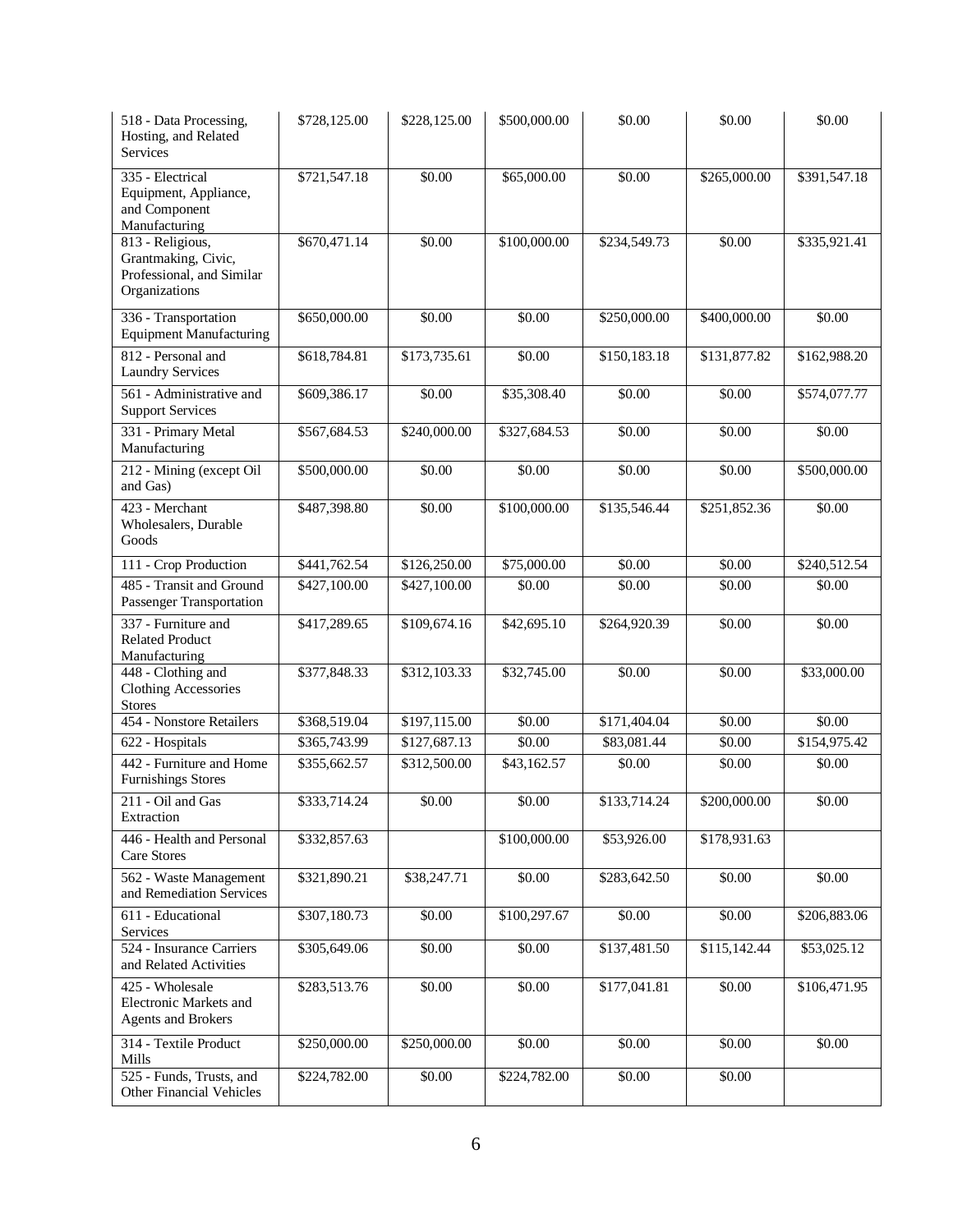| | | | | | | |
|---|---|---|---|---|---|---|
| 518 - Data Processing, Hosting, and Related Services | $728,125.00 | $228,125.00 | $500,000.00 | $0.00 | $0.00 | $0.00 |
| 335 - Electrical Equipment, Appliance, and Component Manufacturing | $721,547.18 | $0.00 | $65,000.00 | $0.00 | $265,000.00 | $391,547.18 |
| 813 - Religious, Grantmaking, Civic, Professional, and Similar Organizations | $670,471.14 | $0.00 | $100,000.00 | $234,549.73 | $0.00 | $335,921.41 |
| 336 - Transportation Equipment Manufacturing | $650,000.00 | $0.00 | $0.00 | $250,000.00 | $400,000.00 | $0.00 |
| 812 - Personal and Laundry Services | $618,784.81 | $173,735.61 | $0.00 | $150,183.18 | $131,877.82 | $162,988.20 |
| 561 - Administrative and Support Services | $609,386.17 | $0.00 | $35,308.40 | $0.00 | $0.00 | $574,077.77 |
| 331 - Primary Metal Manufacturing | $567,684.53 | $240,000.00 | $327,684.53 | $0.00 | $0.00 | $0.00 |
| 212 - Mining (except Oil and Gas) | $500,000.00 | $0.00 | $0.00 | $0.00 | $0.00 | $500,000.00 |
| 423 - Merchant Wholesalers, Durable Goods | $487,398.80 | $0.00 | $100,000.00 | $135,546.44 | $251,852.36 | $0.00 |
| 111 - Crop Production | $441,762.54 | $126,250.00 | $75,000.00 | $0.00 | $0.00 | $240,512.54 |
| 485 - Transit and Ground Passenger Transportation | $427,100.00 | $427,100.00 | $0.00 | $0.00 | $0.00 | $0.00 |
| 337 - Furniture and Related Product Manufacturing | $417,289.65 | $109,674.16 | $42,695.10 | $264,920.39 | $0.00 | $0.00 |
| 448 - Clothing and Clothing Accessories Stores | $377,848.33 | $312,103.33 | $32,745.00 | $0.00 | $0.00 | $33,000.00 |
| 454 - Nonstore Retailers | $368,519.04 | $197,115.00 | $0.00 | $171,404.04 | $0.00 | $0.00 |
| 622 - Hospitals | $365,743.99 | $127,687.13 | $0.00 | $83,081.44 | $0.00 | $154,975.42 |
| 442 - Furniture and Home Furnishings Stores | $355,662.57 | $312,500.00 | $43,162.57 | $0.00 | $0.00 | $0.00 |
| 211 - Oil and Gas Extraction | $333,714.24 | $0.00 | $0.00 | $133,714.24 | $200,000.00 | $0.00 |
| 446 - Health and Personal Care Stores | $332,857.63 | | $100,000.00 | $53,926.00 | $178,931.63 | |
| 562 - Waste Management and Remediation Services | $321,890.21 | $38,247.71 | $0.00 | $283,642.50 | $0.00 | $0.00 |
| 611 - Educational Services | $307,180.73 | $0.00 | $100,297.67 | $0.00 | $0.00 | $206,883.06 |
| 524 - Insurance Carriers and Related Activities | $305,649.06 | $0.00 | $0.00 | $137,481.50 | $115,142.44 | $53,025.12 |
| 425 - Wholesale Electronic Markets and Agents and Brokers | $283,513.76 | $0.00 | $0.00 | $177,041.81 | $0.00 | $106,471.95 |
| 314 - Textile Product Mills | $250,000.00 | $250,000.00 | $0.00 | $0.00 | $0.00 | $0.00 |
| 525 - Funds, Trusts, and Other Financial Vehicles | $224,782.00 | $0.00 | $224,782.00 | $0.00 | $0.00 | |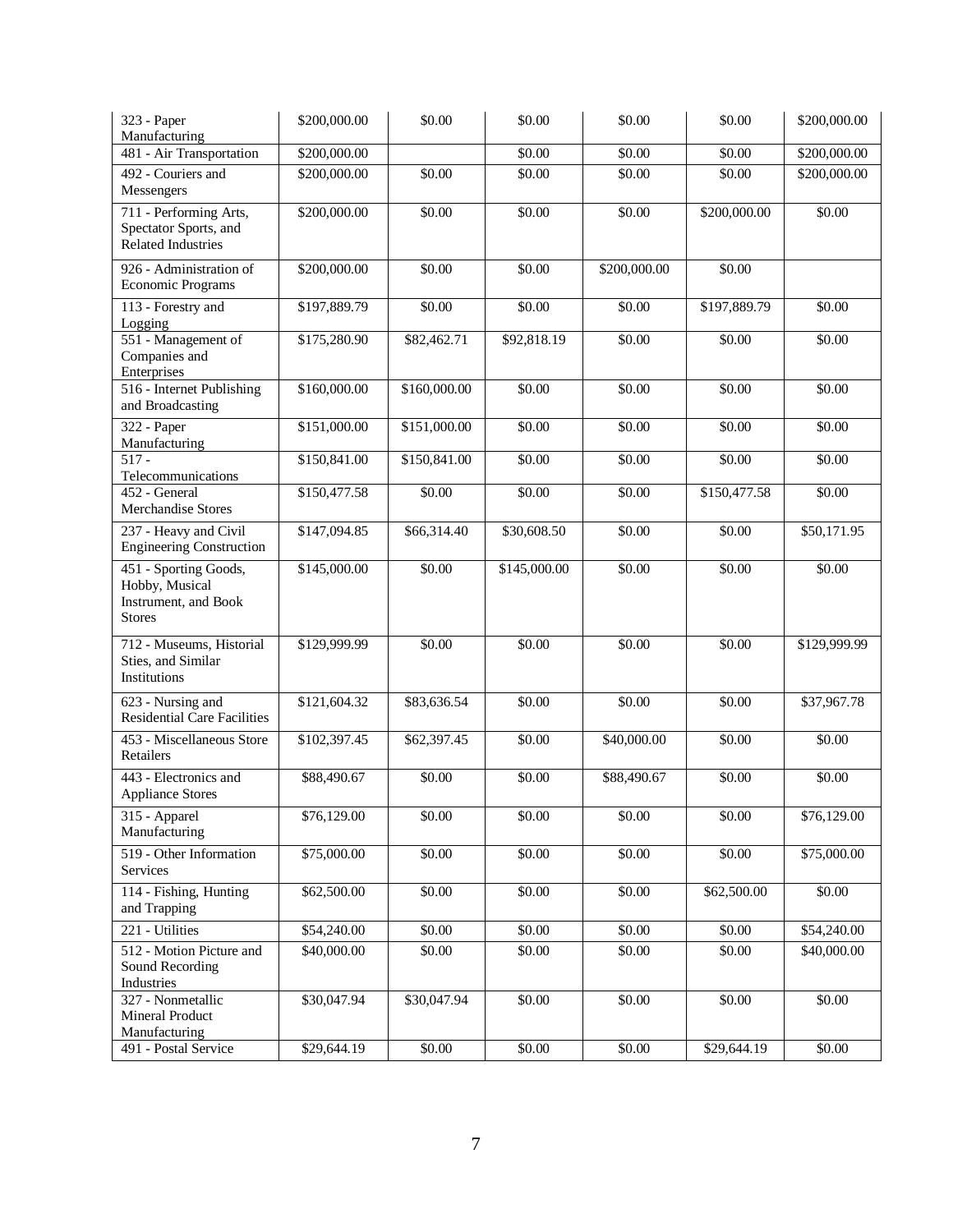| | | | | | | |
|---|---|---|---|---|---|---|
| 323 - Paper Manufacturing | $200,000.00 | $0.00 | $0.00 | $0.00 | $0.00 | $200,000.00 |
| 481 - Air Transportation | $200,000.00 | | $0.00 | $0.00 | $0.00 | $200,000.00 |
| 492 - Couriers and Messengers | $200,000.00 | $0.00 | $0.00 | $0.00 | $0.00 | $200,000.00 |
| 711 - Performing Arts, Spectator Sports, and Related Industries | $200,000.00 | $0.00 | $0.00 | $0.00 | $200,000.00 | $0.00 |
| 926 - Administration of Economic Programs | $200,000.00 | $0.00 | $0.00 | $200,000.00 | $0.00 | |
| 113 - Forestry and Logging | $197,889.79 | $0.00 | $0.00 | $0.00 | $197,889.79 | $0.00 |
| 551 - Management of Companies and Enterprises | $175,280.90 | $82,462.71 | $92,818.19 | $0.00 | $0.00 | $0.00 |
| 516 - Internet Publishing and Broadcasting | $160,000.00 | $160,000.00 | $0.00 | $0.00 | $0.00 | $0.00 |
| 322 - Paper Manufacturing | $151,000.00 | $151,000.00 | $0.00 | $0.00 | $0.00 | $0.00 |
| 517 - Telecommunications | $150,841.00 | $150,841.00 | $0.00 | $0.00 | $0.00 | $0.00 |
| 452 - General Merchandise Stores | $150,477.58 | $0.00 | $0.00 | $0.00 | $150,477.58 | $0.00 |
| 237 - Heavy and Civil Engineering Construction | $147,094.85 | $66,314.40 | $30,608.50 | $0.00 | $0.00 | $50,171.95 |
| 451 - Sporting Goods, Hobby, Musical Instrument, and Book Stores | $145,000.00 | $0.00 | $145,000.00 | $0.00 | $0.00 | $0.00 |
| 712 - Museums, Historial Sties, and Similar Institutions | $129,999.99 | $0.00 | $0.00 | $0.00 | $0.00 | $129,999.99 |
| 623 - Nursing and Residential Care Facilities | $121,604.32 | $83,636.54 | $0.00 | $0.00 | $0.00 | $37,967.78 |
| 453 - Miscellaneous Store Retailers | $102,397.45 | $62,397.45 | $0.00 | $40,000.00 | $0.00 | $0.00 |
| 443 - Electronics and Appliance Stores | $88,490.67 | $0.00 | $0.00 | $88,490.67 | $0.00 | $0.00 |
| 315 - Apparel Manufacturing | $76,129.00 | $0.00 | $0.00 | $0.00 | $0.00 | $76,129.00 |
| 519 - Other Information Services | $75,000.00 | $0.00 | $0.00 | $0.00 | $0.00 | $75,000.00 |
| 114 - Fishing, Hunting and Trapping | $62,500.00 | $0.00 | $0.00 | $0.00 | $62,500.00 | $0.00 |
| 221 - Utilities | $54,240.00 | $0.00 | $0.00 | $0.00 | $0.00 | $54,240.00 |
| 512 - Motion Picture and Sound Recording Industries | $40,000.00 | $0.00 | $0.00 | $0.00 | $0.00 | $40,000.00 |
| 327 - Nonmetallic Mineral Product Manufacturing | $30,047.94 | $30,047.94 | $0.00 | $0.00 | $0.00 | $0.00 |
| 491 - Postal Service | $29,644.19 | $0.00 | $0.00 | $0.00 | $29,644.19 | $0.00 |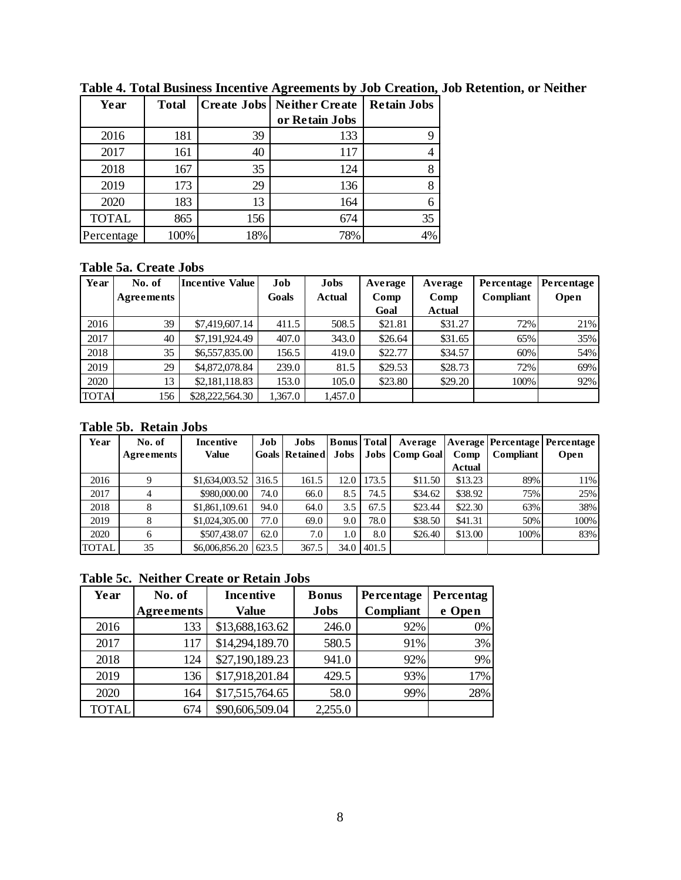**Table 4. Total Business Incentive Agreements by Job Creation, Job Retention, or Neither**

| Year | Total | Create Jobs | Neither Create or Retain Jobs | Retain Jobs |
|---|---|---|---|---|
| 2016 | 181 | 39 | 133 | 9 |
| 2017 | 161 | 40 | 117 | 4 |
| 2018 | 167 | 35 | 124 | 8 |
| 2019 | 173 | 29 | 136 | 8 |
| 2020 | 183 | 13 | 164 | 6 |
| TOTAL | 865 | 156 | 674 | 35 |
| Percentage | 100% | 18% | 78% | 4% |

**Table 5a. Create Jobs**

| Year | No. of Agreements | Incentive Value | Job Goals | Jobs Actual | Average Comp Goal | Average Comp Actual | Percentage Compliant | Percentage Open |
|---|---|---|---|---|---|---|---|---|
| 2016 | 39 | $7,419,607.14 | 411.5 | 508.5 | $21.81 | $31.27 | 72% | 21% |
| 2017 | 40 | $7,191,924.49 | 407.0 | 343.0 | $26.64 | $31.65 | 65% | 35% |
| 2018 | 35 | $6,557,835.00 | 156.5 | 419.0 | $22.77 | $34.57 | 60% | 54% |
| 2019 | 29 | $4,872,078.84 | 239.0 | 81.5 | $29.53 | $28.73 | 72% | 69% |
| 2020 | 13 | $2,181,118.83 | 153.0 | 105.0 | $23.80 | $29.20 | 100% | 92% |
| TOTAL | 156 | $28,222,564.30 | 1,367.0 | 1,457.0 | | | | |

**Table 5b. Retain Jobs**

| Year | No. of Agreements | Incentive Value | Job Goals | Jobs Retained | Bonus Jobs | Total Jobs | Average Comp Goal | Average Comp Actual | Percentage Compliant | Percentage Open |
|---|---|---|---|---|---|---|---|---|---|---|
| 2016 | 9 | $1,634,003.52 | 316.5 | 161.5 | 12.0 | 173.5 | $11.50 | $13.23 | 89% | 11% |
| 2017 | 4 | $980,000.00 | 74.0 | 66.0 | 8.5 | 74.5 | $34.62 | $38.92 | 75% | 25% |
| 2018 | 8 | $1,861,109.61 | 94.0 | 64.0 | 3.5 | 67.5 | $23.44 | $22.30 | 63% | 38% |
| 2019 | 8 | $1,024,305.00 | 77.0 | 69.0 | 9.0 | 78.0 | $38.50 | $41.31 | 50% | 100% |
| 2020 | 6 | $507,438.07 | 62.0 | 7.0 | 1.0 | 8.0 | $26.40 | $13.00 | 100% | 83% |
| TOTAL | 35 | $6,006,856.20 | 623.5 | 367.5 | 34.0 | 401.5 | | | | |

**Table 5c. Neither Create or Retain Jobs**

| Year | No. of Agreements | Incentive Value | Bonus Jobs | Percentage Compliant | Percentage Open |
|---|---|---|---|---|---|
| 2016 | 133 | $13,688,163.62 | 246.0 | 92% | 0% |
| 2017 | 117 | $14,294,189.70 | 580.5 | 91% | 3% |
| 2018 | 124 | $27,190,189.23 | 941.0 | 92% | 9% |
| 2019 | 136 | $17,918,201.84 | 429.5 | 93% | 17% |
| 2020 | 164 | $17,515,764.65 | 58.0 | 99% | 28% |
| TOTAL | 674 | $90,606,509.04 | 2,255.0 | | |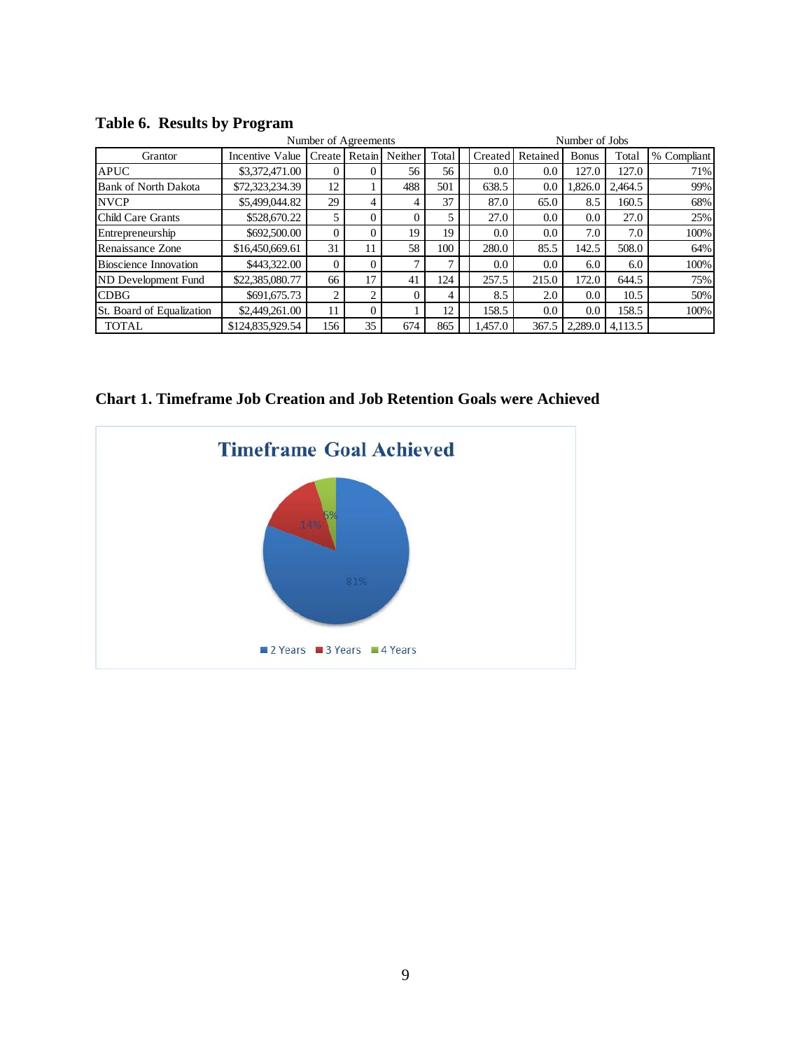## Table 6. Results by Program

| | Number of Agreements | | | | | Number of Jobs | | | | |
|---|---|---|---|---|---|---|---|---|---|---|
| Grantor | Incentive Value | Create | Retain | Neither | Total | Created | Retained | Bonus | Total | % Compliant |
| APUC | $3,372,471.00 | 0 | 0 | 56 | 56 | 0.0 | 0.0 | 127.0 | 127.0 | 71% |
| Bank of North Dakota | $72,323,234.39 | 12 | 1 | 488 | 501 | 638.5 | 0.0 | 1,826.0 | 2,464.5 | 99% |
| NVCP | $5,499,044.82 | 29 | 4 | 4 | 37 | 87.0 | 65.0 | 8.5 | 160.5 | 68% |
| Child Care Grants | $528,670.22 | 5 | 0 | 0 | 5 | 27.0 | 0.0 | 0.0 | 27.0 | 25% |
| Entrepreneurship | $692,500.00 | 0 | 0 | 19 | 19 | 0.0 | 0.0 | 7.0 | 7.0 | 100% |
| Renaissance Zone | $16,450,669.61 | 31 | 11 | 58 | 100 | 280.0 | 85.5 | 142.5 | 508.0 | 64% |
| Bioscience Innovation | $443,322.00 | 0 | 0 | 7 | 7 | 0.0 | 0.0 | 6.0 | 6.0 | 100% |
| ND Development Fund | $22,385,080.77 | 66 | 17 | 41 | 124 | 257.5 | 215.0 | 172.0 | 644.5 | 75% |
| CDBG | $691,675.73 | 2 | 2 | 0 | 4 | 8.5 | 2.0 | 0.0 | 10.5 | 50% |
| St. Board of Equalization | $2,449,261.00 | 11 | 0 | 1 | 12 | 158.5 | 0.0 | 0.0 | 158.5 | 100% |
| TOTAL | $124,835,929.54 | 156 | 35 | 674 | 865 | 1,457.0 | 367.5 | 2,289.0 | 4,113.5 | |

## Chart 1. Timeframe Job Creation and Job Retention Goals were Achieved

**Timeframe Goal Achieved**

| Timeframe | Percent |
|---|---|
| 2 Years | 81% |
| 3 Years | 14% |
| 4 Years | 5% |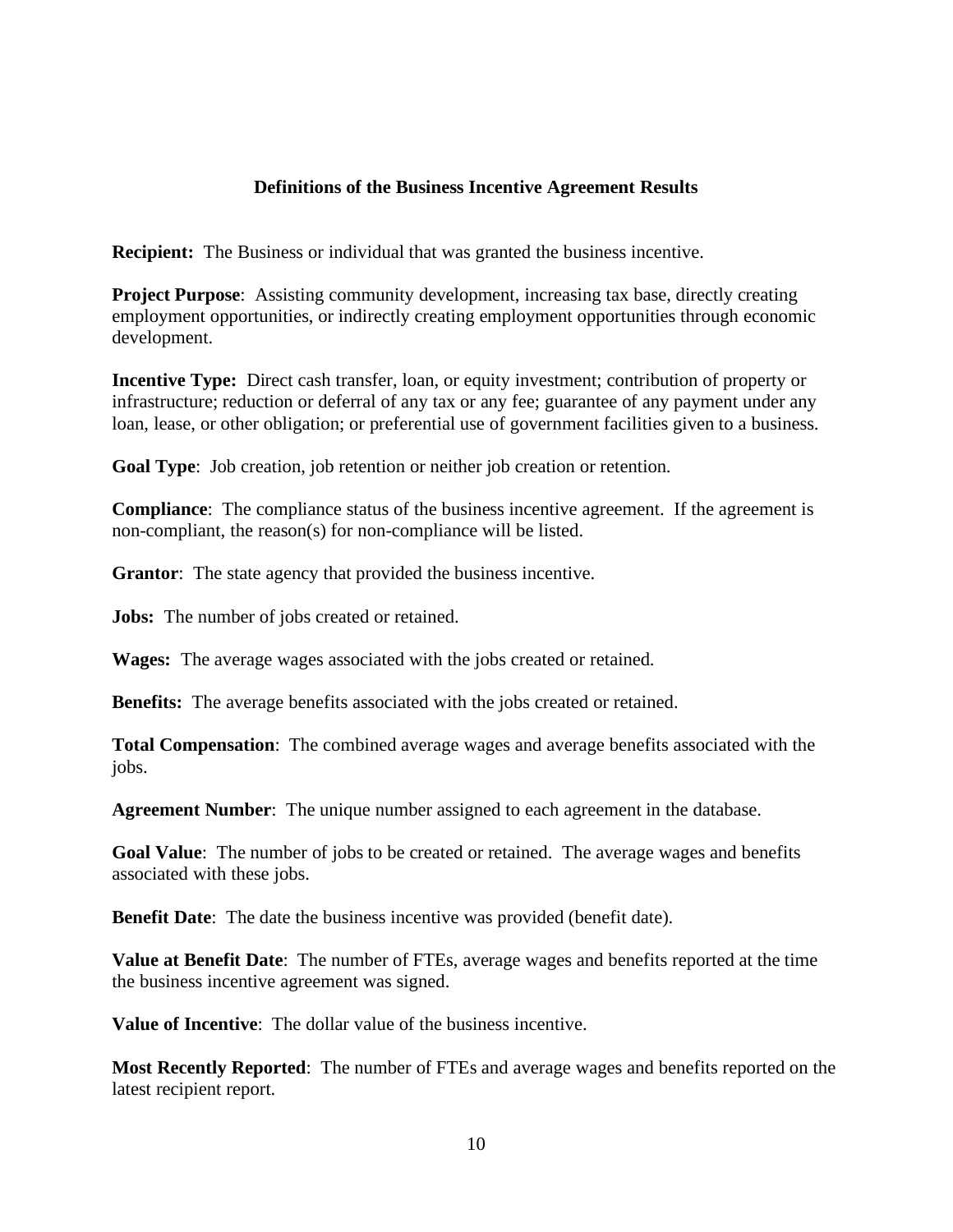## Definitions of the Business Incentive Agreement Results

**Recipient:** The Business or individual that was granted the business incentive.

**Project Purpose**: Assisting community development, increasing tax base, directly creating employment opportunities, or indirectly creating employment opportunities through economic development.

**Incentive Type:** Direct cash transfer, loan, or equity investment; contribution of property or infrastructure; reduction or deferral of any tax or any fee; guarantee of any payment under any loan, lease, or other obligation; or preferential use of government facilities given to a business.

**Goal Type**: Job creation, job retention or neither job creation or retention.

**Compliance**: The compliance status of the business incentive agreement. If the agreement is non-compliant, the reason(s) for non-compliance will be listed.

**Grantor**: The state agency that provided the business incentive.

**Jobs:** The number of jobs created or retained.

**Wages:** The average wages associated with the jobs created or retained.

**Benefits:** The average benefits associated with the jobs created or retained.

**Total Compensation**: The combined average wages and average benefits associated with the jobs.

**Agreement Number**: The unique number assigned to each agreement in the database.

**Goal Value**: The number of jobs to be created or retained. The average wages and benefits associated with these jobs.

**Benefit Date**: The date the business incentive was provided (benefit date).

**Value at Benefit Date**: The number of FTEs, average wages and benefits reported at the time the business incentive agreement was signed.

**Value of Incentive**: The dollar value of the business incentive.

**Most Recently Reported**: The number of FTEs and average wages and benefits reported on the latest recipient report.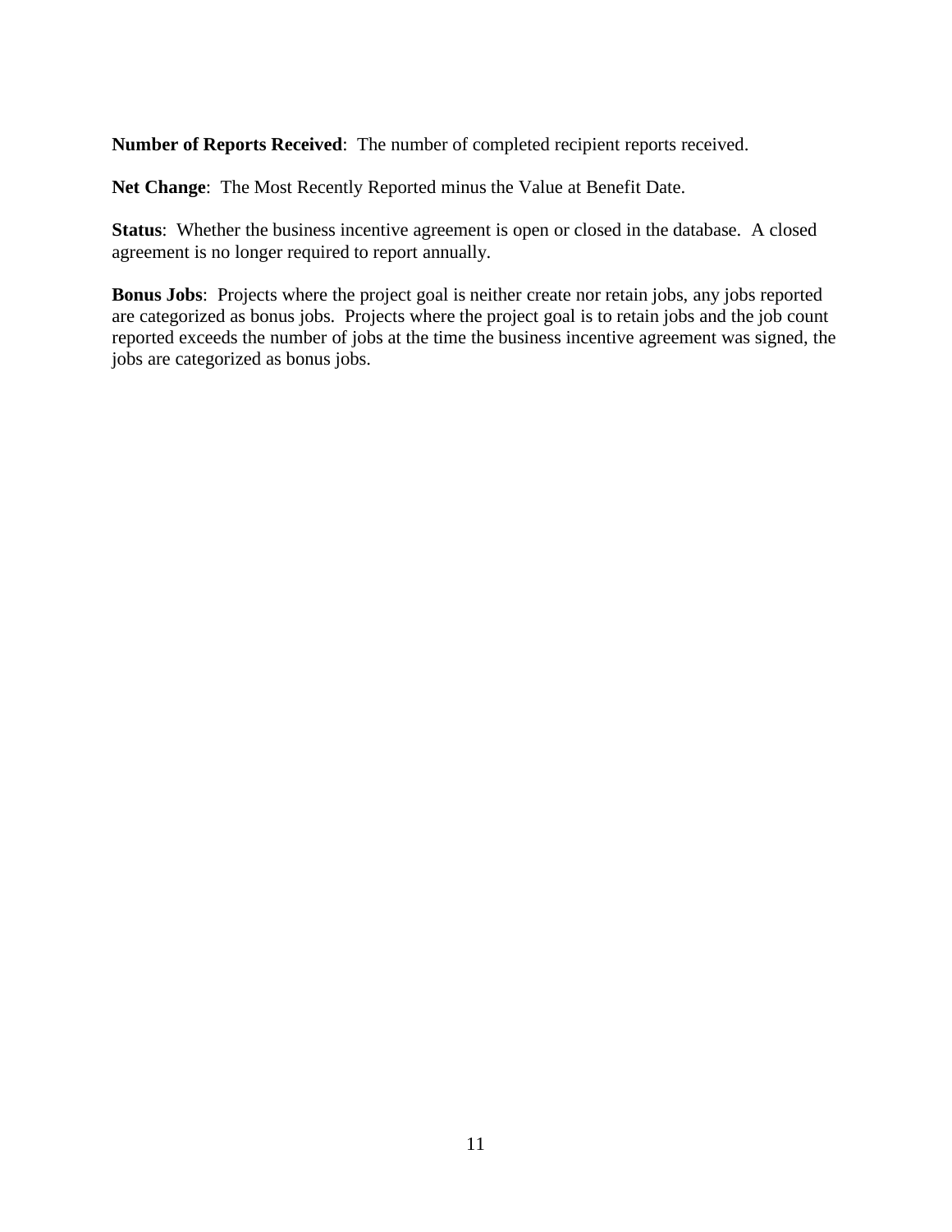**Number of Reports Received**:  The number of completed recipient reports received.

**Net Change**:  The Most Recently Reported minus the Value at Benefit Date.

**Status**:  Whether the business incentive agreement is open or closed in the database.  A closed agreement is no longer required to report annually.

**Bonus Jobs**:  Projects where the project goal is neither create nor retain jobs, any jobs reported are categorized as bonus jobs.  Projects where the project goal is to retain jobs and the job count reported exceeds the number of jobs at the time the business incentive agreement was signed, the jobs are categorized as bonus jobs.